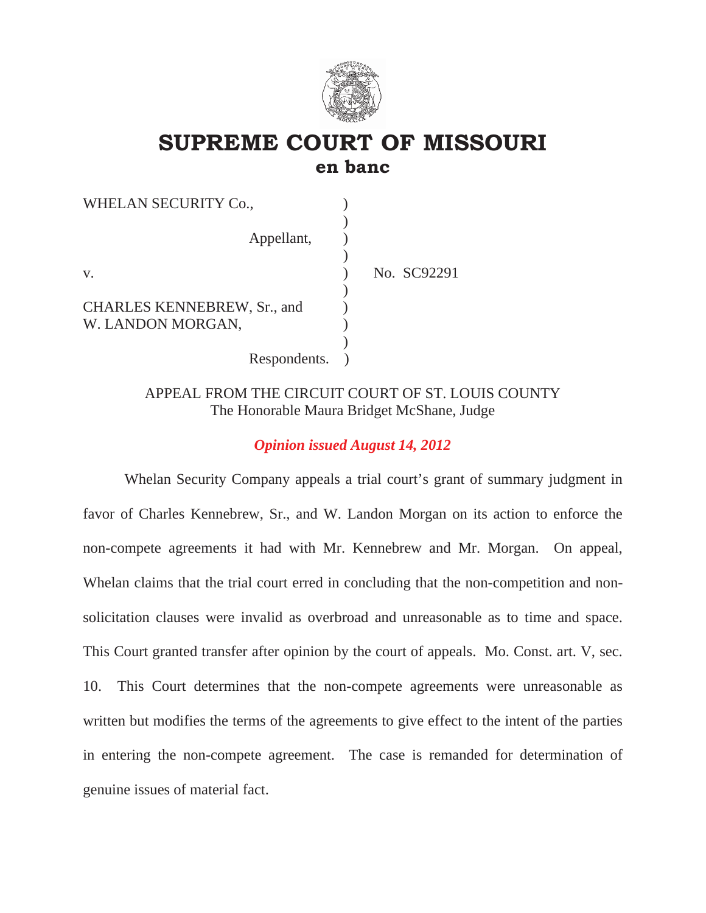# SUPREME COURT OF MISSOURI
## en banc

| | | |
|---|---|---|
| WHELAN SECURITY Co., | ) | |
| Appellant, | ) | |
| v. | ) | No. SC92291 |
| CHARLES KENNEBREW, Sr., and W. LANDON MORGAN, | ) | |
| Respondents. | ) | |

APPEAL FROM THE CIRCUIT COURT OF ST. LOUIS COUNTY
The Honorable Maura Bridget McShane, Judge

***Opinion issued August 14, 2012***

Whelan Security Company appeals a trial court's grant of summary judgment in favor of Charles Kennebrew, Sr., and W. Landon Morgan on its action to enforce the non-compete agreements it had with Mr. Kennebrew and Mr. Morgan. On appeal, Whelan claims that the trial court erred in concluding that the non-competition and non-solicitation clauses were invalid as overbroad and unreasonable as to time and space. This Court granted transfer after opinion by the court of appeals. Mo. Const. art. V, sec. 10. This Court determines that the non-compete agreements were unreasonable as written but modifies the terms of the agreements to give effect to the intent of the parties in entering the non-compete agreement. The case is remanded for determination of genuine issues of material fact.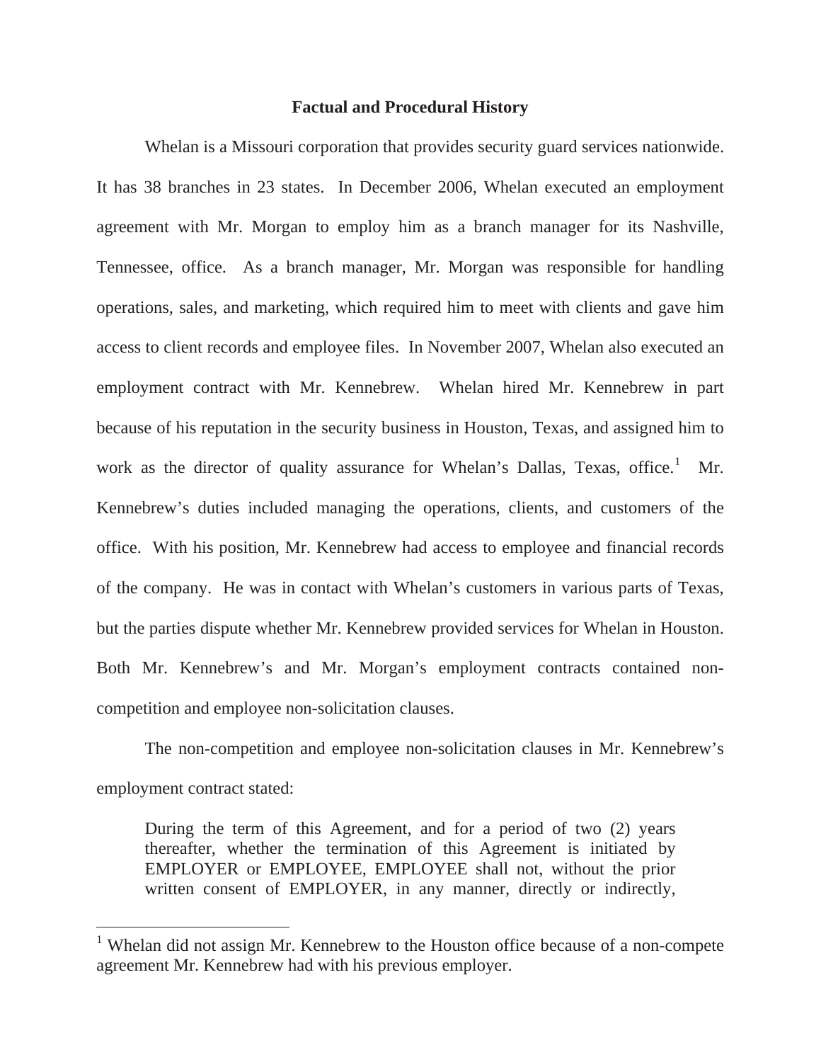## Factual and Procedural History

Whelan is a Missouri corporation that provides security guard services nationwide. It has 38 branches in 23 states. In December 2006, Whelan executed an employment agreement with Mr. Morgan to employ him as a branch manager for its Nashville, Tennessee, office. As a branch manager, Mr. Morgan was responsible for handling operations, sales, and marketing, which required him to meet with clients and gave him access to client records and employee files. In November 2007, Whelan also executed an employment contract with Mr. Kennebrew. Whelan hired Mr. Kennebrew in part because of his reputation in the security business in Houston, Texas, and assigned him to work as the director of quality assurance for Whelan's Dallas, Texas, office.[1] Mr. Kennebrew's duties included managing the operations, clients, and customers of the office. With his position, Mr. Kennebrew had access to employee and financial records of the company. He was in contact with Whelan's customers in various parts of Texas, but the parties dispute whether Mr. Kennebrew provided services for Whelan in Houston. Both Mr. Kennebrew's and Mr. Morgan's employment contracts contained non-competition and employee non-solicitation clauses.

The non-competition and employee non-solicitation clauses in Mr. Kennebrew's employment contract stated:

> During the term of this Agreement, and for a period of two (2) years thereafter, whether the termination of this Agreement is initiated by EMPLOYER or EMPLOYEE, EMPLOYEE shall not, without the prior written consent of EMPLOYER, in any manner, directly or indirectly,

[1] Whelan did not assign Mr. Kennebrew to the Houston office because of a non-compete agreement Mr. Kennebrew had with his previous employer.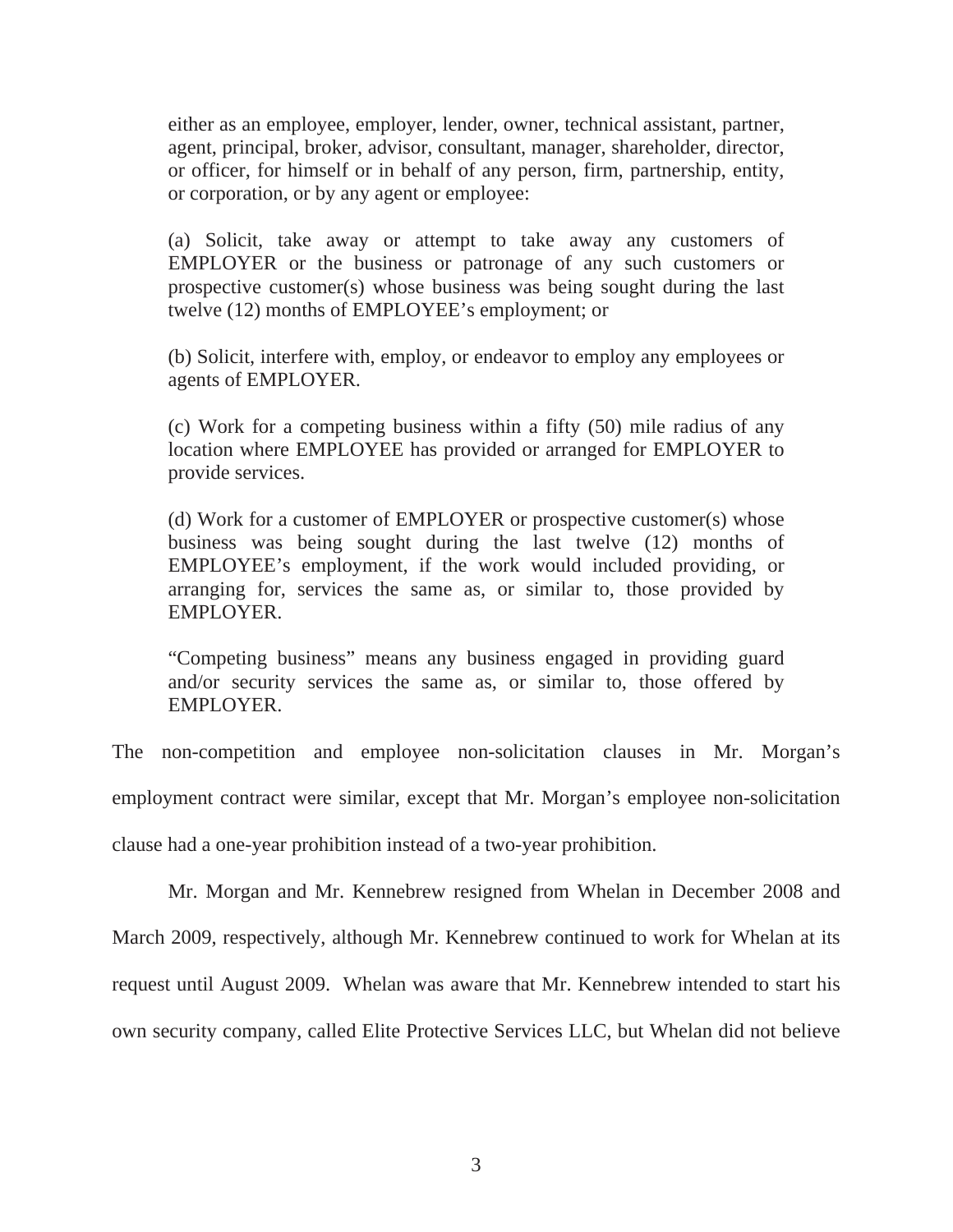> either as an employee, employer, lender, owner, technical assistant, partner, agent, principal, broker, advisor, consultant, manager, shareholder, director, or officer, for himself or in behalf of any person, firm, partnership, entity, or corporation, or by any agent or employee:
>
> (a) Solicit, take away or attempt to take away any customers of EMPLOYER or the business or patronage of any such customers or prospective customer(s) whose business was being sought during the last twelve (12) months of EMPLOYEE's employment; or
>
> (b) Solicit, interfere with, employ, or endeavor to employ any employees or agents of EMPLOYER.
>
> (c) Work for a competing business within a fifty (50) mile radius of any location where EMPLOYEE has provided or arranged for EMPLOYER to provide services.
>
> (d) Work for a customer of EMPLOYER or prospective customer(s) whose business was being sought during the last twelve (12) months of EMPLOYEE's employment, if the work would included providing, or arranging for, services the same as, or similar to, those provided by EMPLOYER.
>
> "Competing business" means any business engaged in providing guard and/or security services the same as, or similar to, those offered by EMPLOYER.

The non-competition and employee non-solicitation clauses in Mr. Morgan's employment contract were similar, except that Mr. Morgan's employee non-solicitation clause had a one-year prohibition instead of a two-year prohibition.

Mr. Morgan and Mr. Kennebrew resigned from Whelan in December 2008 and March 2009, respectively, although Mr. Kennebrew continued to work for Whelan at its request until August 2009. Whelan was aware that Mr. Kennebrew intended to start his own security company, called Elite Protective Services LLC, but Whelan did not believe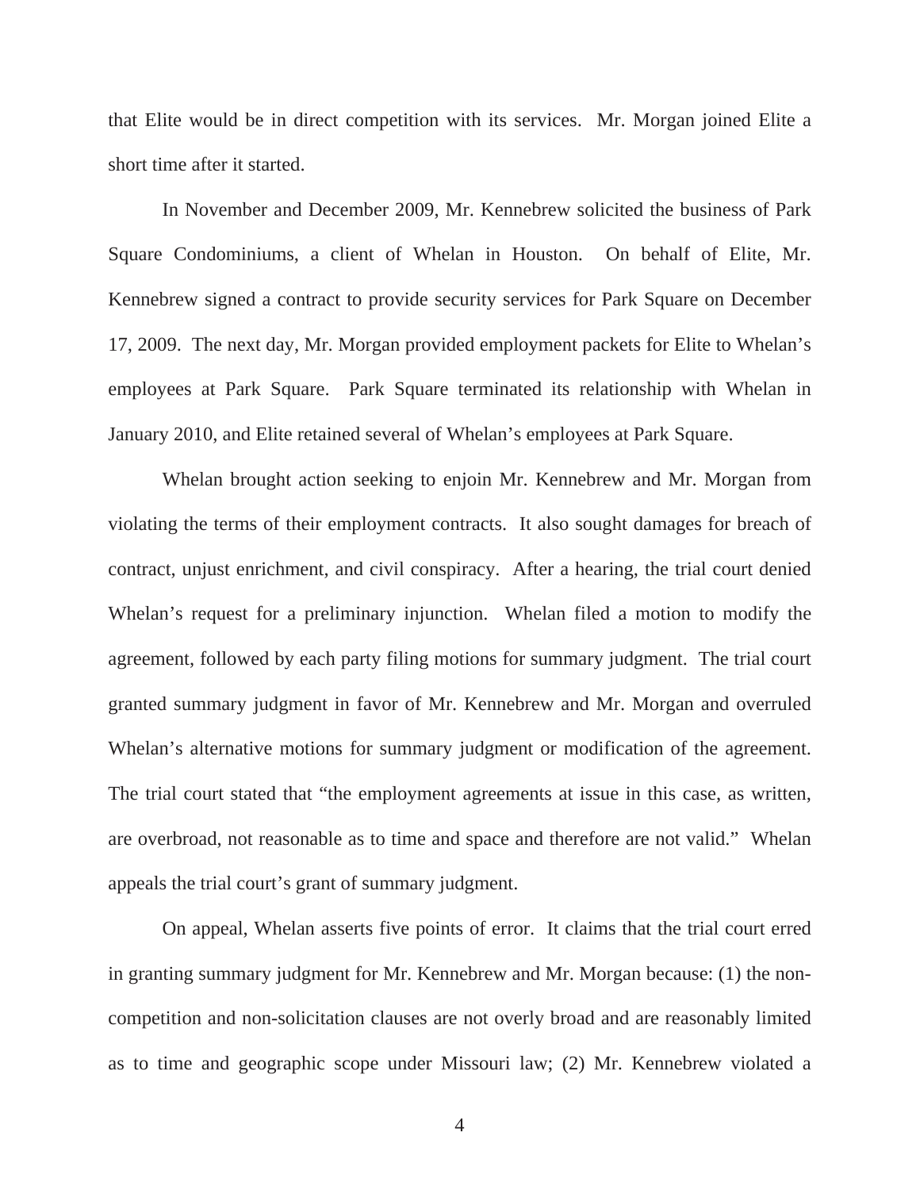that Elite would be in direct competition with its services. Mr. Morgan joined Elite a short time after it started.

In November and December 2009, Mr. Kennebrew solicited the business of Park Square Condominiums, a client of Whelan in Houston. On behalf of Elite, Mr. Kennebrew signed a contract to provide security services for Park Square on December 17, 2009. The next day, Mr. Morgan provided employment packets for Elite to Whelan's employees at Park Square. Park Square terminated its relationship with Whelan in January 2010, and Elite retained several of Whelan's employees at Park Square.

Whelan brought action seeking to enjoin Mr. Kennebrew and Mr. Morgan from violating the terms of their employment contracts. It also sought damages for breach of contract, unjust enrichment, and civil conspiracy. After a hearing, the trial court denied Whelan's request for a preliminary injunction. Whelan filed a motion to modify the agreement, followed by each party filing motions for summary judgment. The trial court granted summary judgment in favor of Mr. Kennebrew and Mr. Morgan and overruled Whelan's alternative motions for summary judgment or modification of the agreement. The trial court stated that "the employment agreements at issue in this case, as written, are overbroad, not reasonable as to time and space and therefore are not valid." Whelan appeals the trial court's grant of summary judgment.

On appeal, Whelan asserts five points of error. It claims that the trial court erred in granting summary judgment for Mr. Kennebrew and Mr. Morgan because: (1) the non-competition and non-solicitation clauses are not overly broad and are reasonably limited as to time and geographic scope under Missouri law; (2) Mr. Kennebrew violated a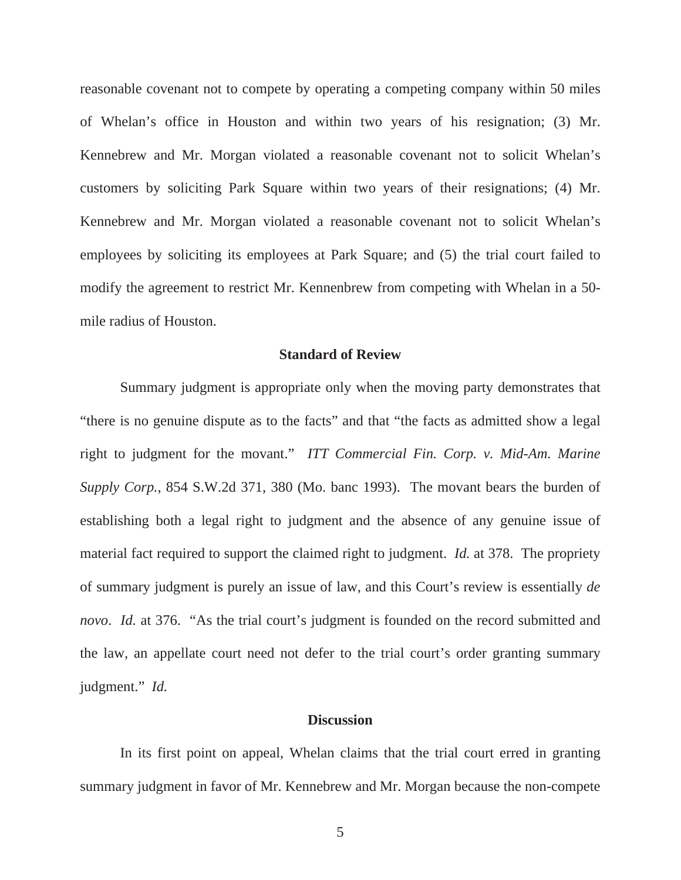reasonable covenant not to compete by operating a competing company within 50 miles of Whelan's office in Houston and within two years of his resignation; (3) Mr. Kennebrew and Mr. Morgan violated a reasonable covenant not to solicit Whelan's customers by soliciting Park Square within two years of their resignations; (4) Mr. Kennebrew and Mr. Morgan violated a reasonable covenant not to solicit Whelan's employees by soliciting its employees at Park Square; and (5) the trial court failed to modify the agreement to restrict Mr. Kennenbrew from competing with Whelan in a 50-mile radius of Houston.

### Standard of Review

Summary judgment is appropriate only when the moving party demonstrates that "there is no genuine dispute as to the facts" and that "the facts as admitted show a legal right to judgment for the movant." *ITT Commercial Fin. Corp. v. Mid-Am. Marine Supply Corp.*, 854 S.W.2d 371, 380 (Mo. banc 1993). The movant bears the burden of establishing both a legal right to judgment and the absence of any genuine issue of material fact required to support the claimed right to judgment. *Id.* at 378. The propriety of summary judgment is purely an issue of law, and this Court's review is essentially *de novo*. *Id.* at 376. "As the trial court's judgment is founded on the record submitted and the law, an appellate court need not defer to the trial court's order granting summary judgment." *Id.*

### Discussion

In its first point on appeal, Whelan claims that the trial court erred in granting summary judgment in favor of Mr. Kennebrew and Mr. Morgan because the non-compete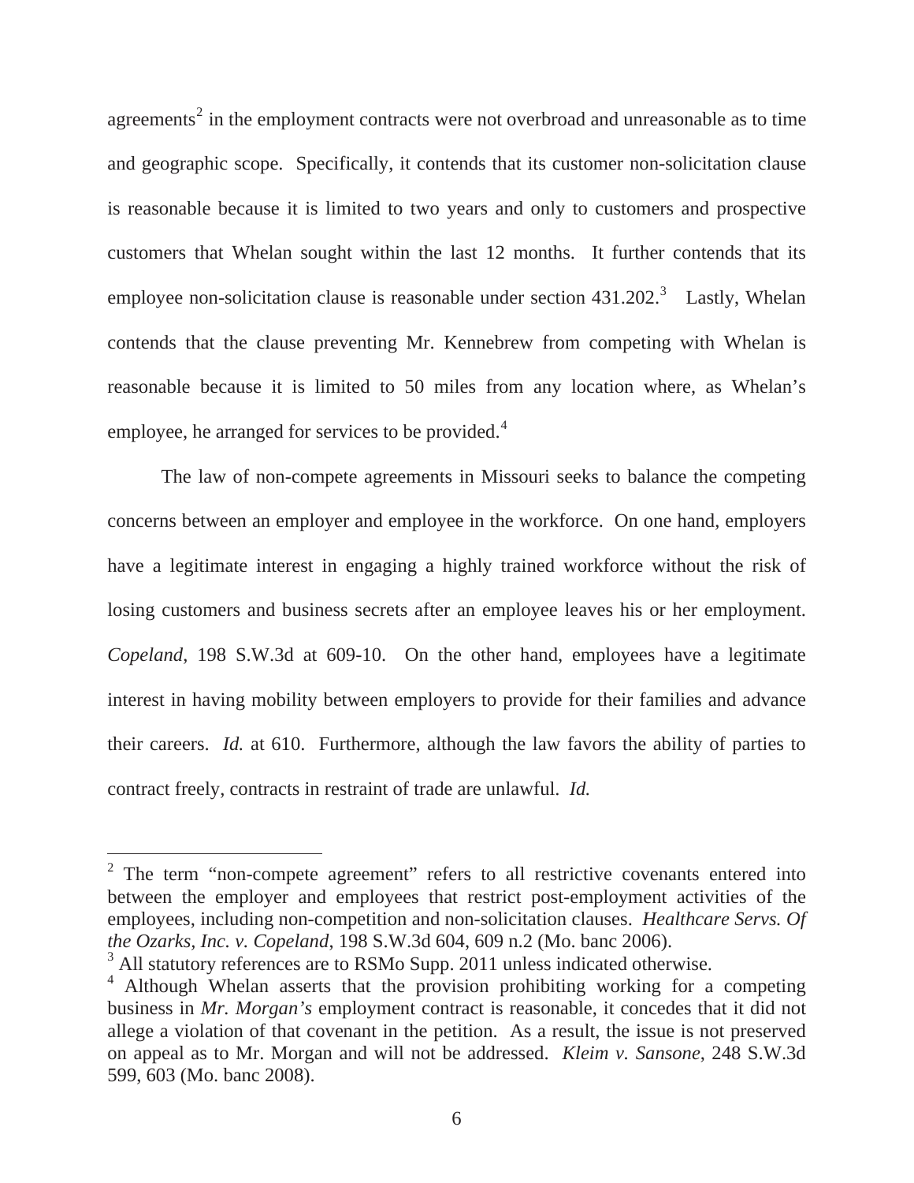agreements[2] in the employment contracts were not overbroad and unreasonable as to time and geographic scope. Specifically, it contends that its customer non-solicitation clause is reasonable because it is limited to two years and only to customers and prospective customers that Whelan sought within the last 12 months. It further contends that its employee non-solicitation clause is reasonable under section 431.202.[3] Lastly, Whelan contends that the clause preventing Mr. Kennebrew from competing with Whelan is reasonable because it is limited to 50 miles from any location where, as Whelan's employee, he arranged for services to be provided.[4]

The law of non-compete agreements in Missouri seeks to balance the competing concerns between an employer and employee in the workforce. On one hand, employers have a legitimate interest in engaging a highly trained workforce without the risk of losing customers and business secrets after an employee leaves his or her employment. *Copeland*, 198 S.W.3d at 609-10. On the other hand, employees have a legitimate interest in having mobility between employers to provide for their families and advance their careers. *Id.* at 610. Furthermore, although the law favors the ability of parties to contract freely, contracts in restraint of trade are unlawful. *Id.*

---

[2] The term "non-compete agreement" refers to all restrictive covenants entered into between the employer and employees that restrict post-employment activities of the employees, including non-competition and non-solicitation clauses. *Healthcare Servs. Of the Ozarks, Inc. v. Copeland*, 198 S.W.3d 604, 609 n.2 (Mo. banc 2006).

[3] All statutory references are to RSMo Supp. 2011 unless indicated otherwise.

[4] Although Whelan asserts that the provision prohibiting working for a competing business in *Mr. Morgan's* employment contract is reasonable, it concedes that it did not allege a violation of that covenant in the petition. As a result, the issue is not preserved on appeal as to Mr. Morgan and will not be addressed. *Kleim v. Sansone*, 248 S.W.3d 599, 603 (Mo. banc 2008).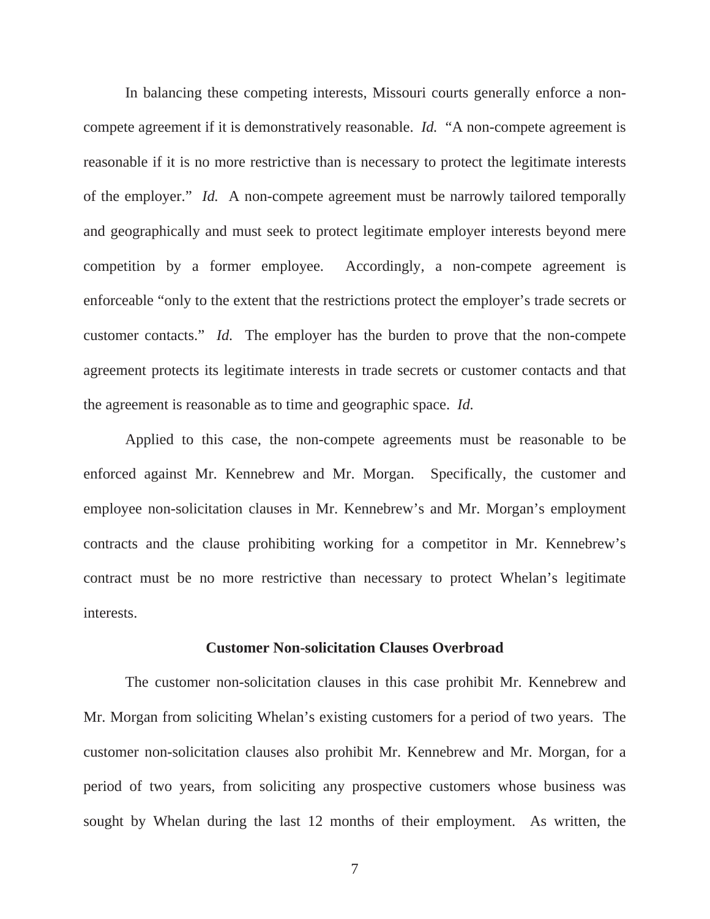In balancing these competing interests, Missouri courts generally enforce a non-compete agreement if it is demonstratively reasonable. *Id.* "A non-compete agreement is reasonable if it is no more restrictive than is necessary to protect the legitimate interests of the employer." *Id.* A non-compete agreement must be narrowly tailored temporally and geographically and must seek to protect legitimate employer interests beyond mere competition by a former employee. Accordingly, a non-compete agreement is enforceable "only to the extent that the restrictions protect the employer's trade secrets or customer contacts." *Id.* The employer has the burden to prove that the non-compete agreement protects its legitimate interests in trade secrets or customer contacts and that the agreement is reasonable as to time and geographic space. *Id.*

Applied to this case, the non-compete agreements must be reasonable to be enforced against Mr. Kennebrew and Mr. Morgan. Specifically, the customer and employee non-solicitation clauses in Mr. Kennebrew's and Mr. Morgan's employment contracts and the clause prohibiting working for a competitor in Mr. Kennebrew's contract must be no more restrictive than necessary to protect Whelan's legitimate interests.

**Customer Non-solicitation Clauses Overbroad**

The customer non-solicitation clauses in this case prohibit Mr. Kennebrew and Mr. Morgan from soliciting Whelan's existing customers for a period of two years. The customer non-solicitation clauses also prohibit Mr. Kennebrew and Mr. Morgan, for a period of two years, from soliciting any prospective customers whose business was sought by Whelan during the last 12 months of their employment. As written, the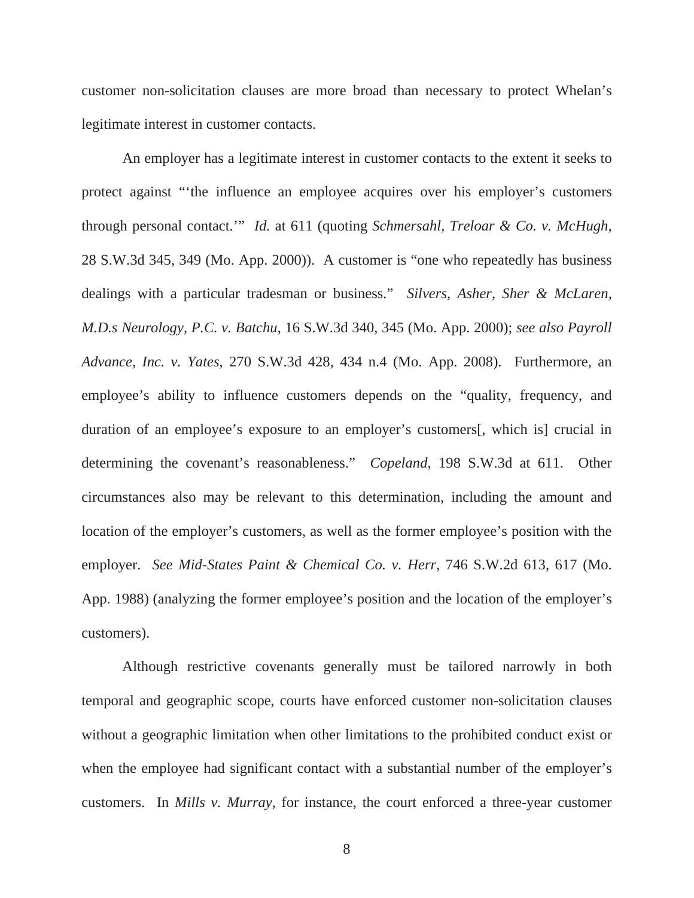customer non-solicitation clauses are more broad than necessary to protect Whelan's legitimate interest in customer contacts.

An employer has a legitimate interest in customer contacts to the extent it seeks to protect against "'the influence an employee acquires over his employer's customers through personal contact.'" *Id.* at 611 (quoting *Schmersahl, Treloar & Co. v. McHugh*, 28 S.W.3d 345, 349 (Mo. App. 2000)). A customer is "one who repeatedly has business dealings with a particular tradesman or business." *Silvers, Asher, Sher & McLaren, M.D.s Neurology, P.C. v. Batchu*, 16 S.W.3d 340, 345 (Mo. App. 2000); *see also Payroll Advance, Inc. v. Yates*, 270 S.W.3d 428, 434 n.4 (Mo. App. 2008). Furthermore, an employee's ability to influence customers depends on the "quality, frequency, and duration of an employee's exposure to an employer's customers[, which is] crucial in determining the covenant's reasonableness." *Copeland*, 198 S.W.3d at 611. Other circumstances also may be relevant to this determination, including the amount and location of the employer's customers, as well as the former employee's position with the employer. *See Mid-States Paint & Chemical Co. v. Herr*, 746 S.W.2d 613, 617 (Mo. App. 1988) (analyzing the former employee's position and the location of the employer's customers).

Although restrictive covenants generally must be tailored narrowly in both temporal and geographic scope, courts have enforced customer non-solicitation clauses without a geographic limitation when other limitations to the prohibited conduct exist or when the employee had significant contact with a substantial number of the employer's customers. In *Mills v. Murray*, for instance, the court enforced a three-year customer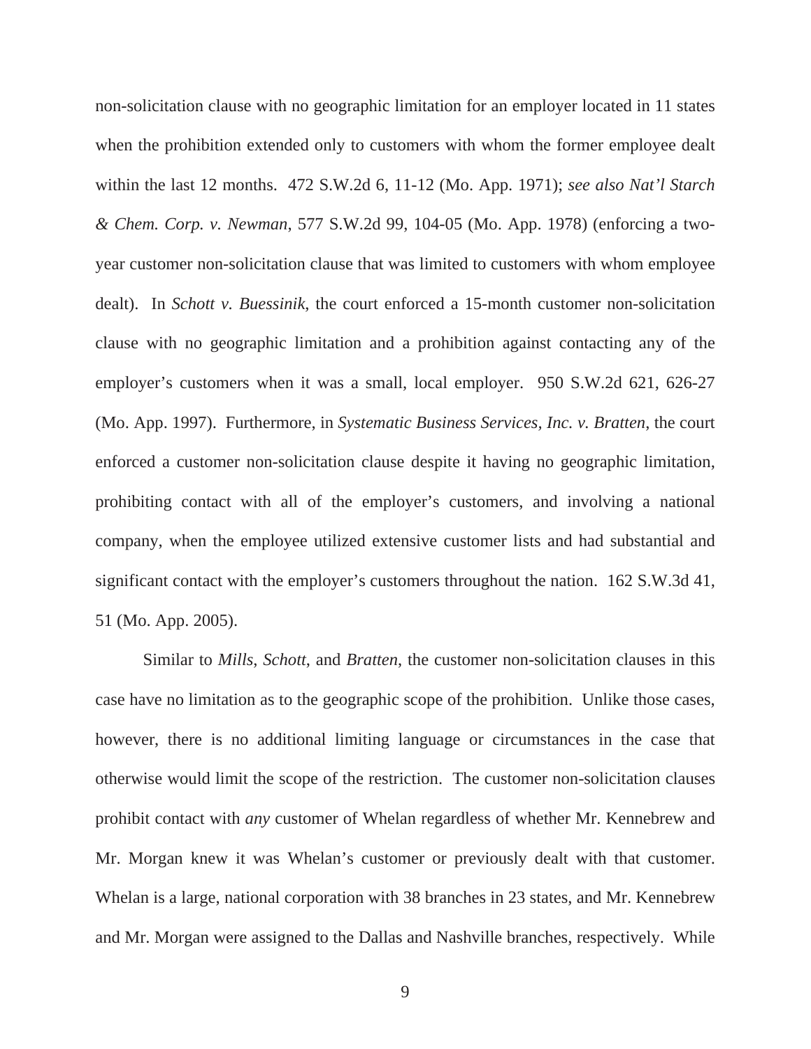non-solicitation clause with no geographic limitation for an employer located in 11 states when the prohibition extended only to customers with whom the former employee dealt within the last 12 months. 472 S.W.2d 6, 11-12 (Mo. App. 1971); *see also Nat'l Starch & Chem. Corp. v. Newman*, 577 S.W.2d 99, 104-05 (Mo. App. 1978) (enforcing a two-year customer non-solicitation clause that was limited to customers with whom employee dealt). In *Schott v. Buessinik*, the court enforced a 15-month customer non-solicitation clause with no geographic limitation and a prohibition against contacting any of the employer's customers when it was a small, local employer. 950 S.W.2d 621, 626-27 (Mo. App. 1997). Furthermore, in *Systematic Business Services, Inc. v. Bratten*, the court enforced a customer non-solicitation clause despite it having no geographic limitation, prohibiting contact with all of the employer's customers, and involving a national company, when the employee utilized extensive customer lists and had substantial and significant contact with the employer's customers throughout the nation. 162 S.W.3d 41, 51 (Mo. App. 2005).

Similar to *Mills*, *Schott*, and *Bratten*, the customer non-solicitation clauses in this case have no limitation as to the geographic scope of the prohibition. Unlike those cases, however, there is no additional limiting language or circumstances in the case that otherwise would limit the scope of the restriction. The customer non-solicitation clauses prohibit contact with *any* customer of Whelan regardless of whether Mr. Kennebrew and Mr. Morgan knew it was Whelan's customer or previously dealt with that customer. Whelan is a large, national corporation with 38 branches in 23 states, and Mr. Kennebrew and Mr. Morgan were assigned to the Dallas and Nashville branches, respectively. While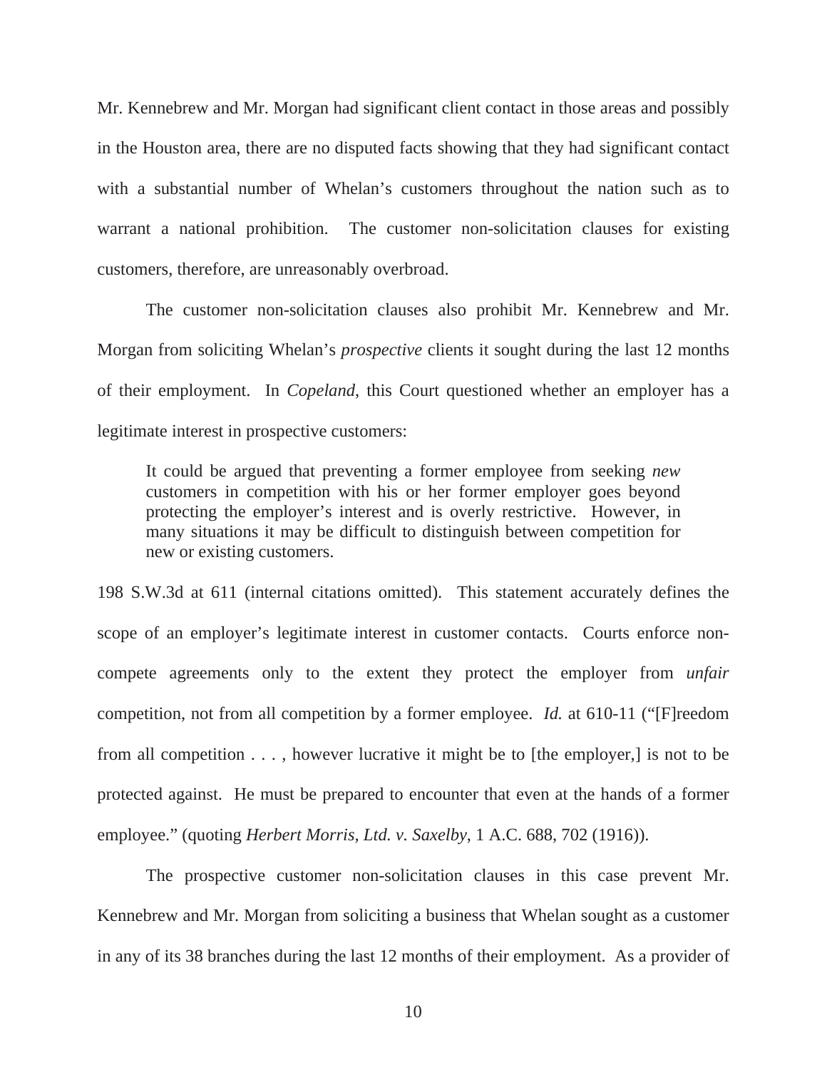Mr. Kennebrew and Mr. Morgan had significant client contact in those areas and possibly in the Houston area, there are no disputed facts showing that they had significant contact with a substantial number of Whelan's customers throughout the nation such as to warrant a national prohibition. The customer non-solicitation clauses for existing customers, therefore, are unreasonably overbroad.

The customer non-solicitation clauses also prohibit Mr. Kennebrew and Mr. Morgan from soliciting Whelan's *prospective* clients it sought during the last 12 months of their employment. In *Copeland*, this Court questioned whether an employer has a legitimate interest in prospective customers:

> It could be argued that preventing a former employee from seeking *new* customers in competition with his or her former employer goes beyond protecting the employer's interest and is overly restrictive. However, in many situations it may be difficult to distinguish between competition for new or existing customers.

198 S.W.3d at 611 (internal citations omitted). This statement accurately defines the scope of an employer's legitimate interest in customer contacts. Courts enforce non-compete agreements only to the extent they protect the employer from *unfair* competition, not from all competition by a former employee. *Id.* at 610-11 ("[F]reedom from all competition . . . , however lucrative it might be to [the employer,] is not to be protected against. He must be prepared to encounter that even at the hands of a former employee." (quoting *Herbert Morris, Ltd. v. Saxelby*, 1 A.C. 688, 702 (1916)).

The prospective customer non-solicitation clauses in this case prevent Mr. Kennebrew and Mr. Morgan from soliciting a business that Whelan sought as a customer in any of its 38 branches during the last 12 months of their employment. As a provider of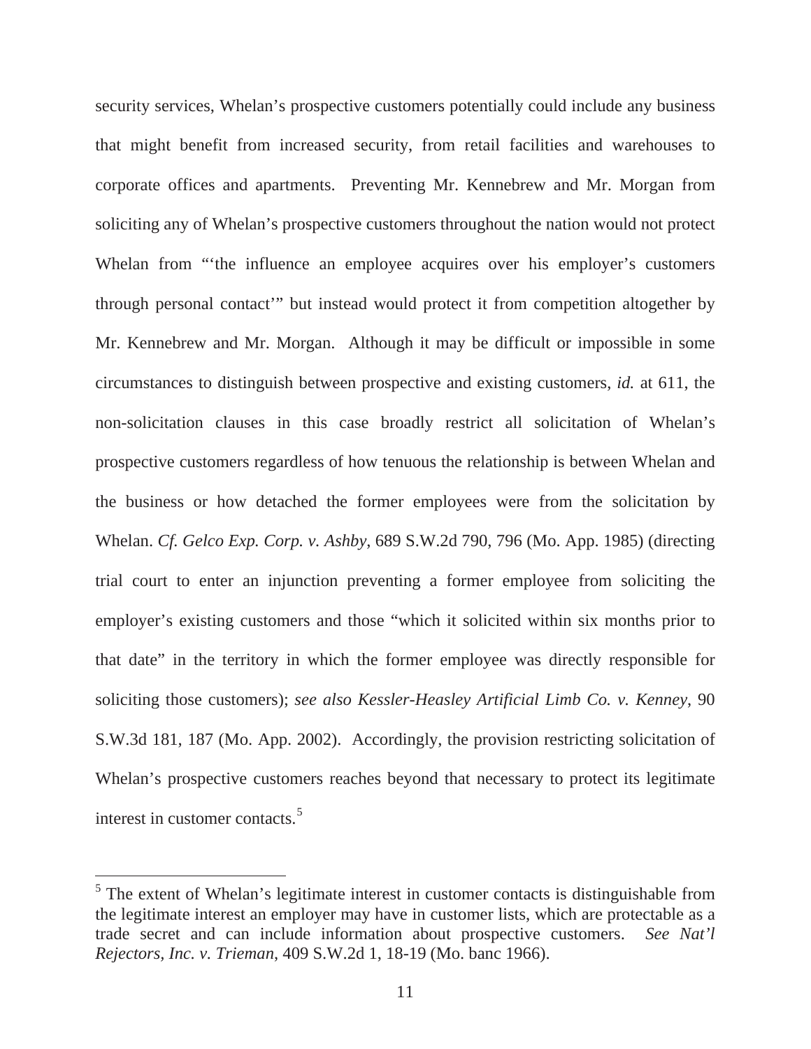security services, Whelan's prospective customers potentially could include any business that might benefit from increased security, from retail facilities and warehouses to corporate offices and apartments. Preventing Mr. Kennebrew and Mr. Morgan from soliciting any of Whelan's prospective customers throughout the nation would not protect Whelan from "'the influence an employee acquires over his employer's customers through personal contact'" but instead would protect it from competition altogether by Mr. Kennebrew and Mr. Morgan. Although it may be difficult or impossible in some circumstances to distinguish between prospective and existing customers, *id.* at 611, the non-solicitation clauses in this case broadly restrict all solicitation of Whelan's prospective customers regardless of how tenuous the relationship is between Whelan and the business or how detached the former employees were from the solicitation by Whelan. *Cf. Gelco Exp. Corp. v. Ashby*, 689 S.W.2d 790, 796 (Mo. App. 1985) (directing trial court to enter an injunction preventing a former employee from soliciting the employer's existing customers and those "which it solicited within six months prior to that date" in the territory in which the former employee was directly responsible for soliciting those customers); *see also Kessler-Heasley Artificial Limb Co. v. Kenney*, 90 S.W.3d 181, 187 (Mo. App. 2002). Accordingly, the provision restricting solicitation of Whelan's prospective customers reaches beyond that necessary to protect its legitimate interest in customer contacts.[5]

---

[5] The extent of Whelan's legitimate interest in customer contacts is distinguishable from the legitimate interest an employer may have in customer lists, which are protectable as a trade secret and can include information about prospective customers. *See Nat'l Rejectors, Inc. v. Trieman*, 409 S.W.2d 1, 18-19 (Mo. banc 1966).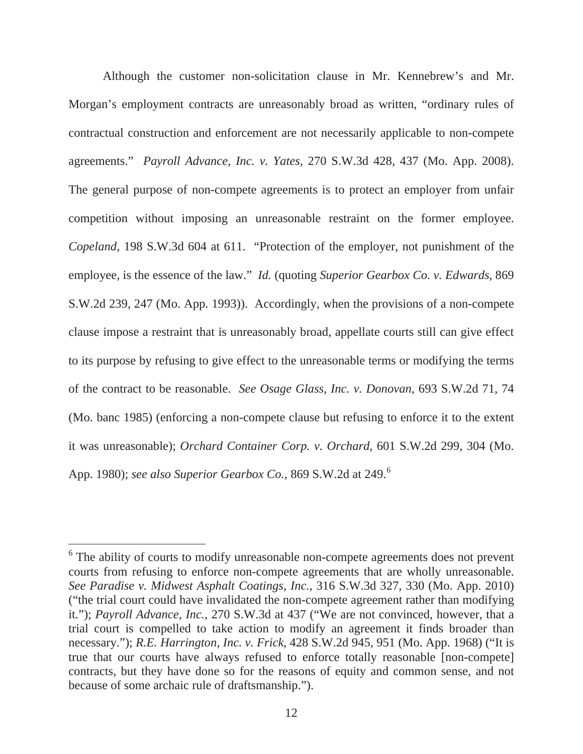Although the customer non-solicitation clause in Mr. Kennebrew's and Mr. Morgan's employment contracts are unreasonably broad as written, "ordinary rules of contractual construction and enforcement are not necessarily applicable to non-compete agreements." *Payroll Advance, Inc. v. Yates*, 270 S.W.3d 428, 437 (Mo. App. 2008). The general purpose of non-compete agreements is to protect an employer from unfair competition without imposing an unreasonable restraint on the former employee. *Copeland*, 198 S.W.3d 604 at 611. "Protection of the employer, not punishment of the employee, is the essence of the law." *Id.* (quoting *Superior Gearbox Co. v. Edwards*, 869 S.W.2d 239, 247 (Mo. App. 1993)). Accordingly, when the provisions of a non-compete clause impose a restraint that is unreasonably broad, appellate courts still can give effect to its purpose by refusing to give effect to the unreasonable terms or modifying the terms of the contract to be reasonable. *See Osage Glass, Inc. v. Donovan*, 693 S.W.2d 71, 74 (Mo. banc 1985) (enforcing a non-compete clause but refusing to enforce it to the extent it was unreasonable); *Orchard Container Corp. v. Orchard*, 601 S.W.2d 299, 304 (Mo. App. 1980); *see also Superior Gearbox Co.*, 869 S.W.2d at 249.[6]

---

[6] The ability of courts to modify unreasonable non-compete agreements does not prevent courts from refusing to enforce non-compete agreements that are wholly unreasonable. *See Paradise v. Midwest Asphalt Coatings, Inc.*, 316 S.W.3d 327, 330 (Mo. App. 2010) ("the trial court could have invalidated the non-compete agreement rather than modifying it."); *Payroll Advance, Inc.*, 270 S.W.3d at 437 ("We are not convinced, however, that a trial court is compelled to take action to modify an agreement it finds broader than necessary."); *R.E. Harrington, Inc. v. Frick*, 428 S.W.2d 945, 951 (Mo. App. 1968) ("It is true that our courts have always refused to enforce totally reasonable [non-compete] contracts, but they have done so for the reasons of equity and common sense, and not because of some archaic rule of draftsmanship.").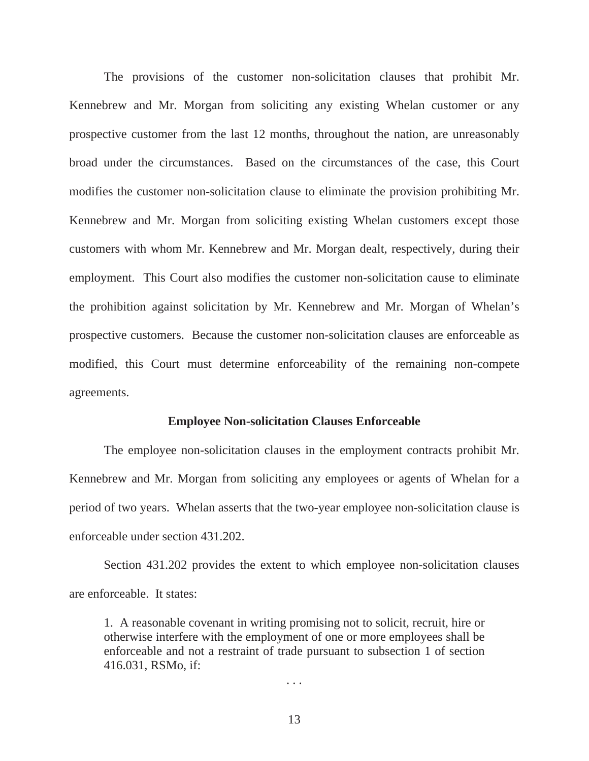The provisions of the customer non-solicitation clauses that prohibit Mr. Kennebrew and Mr. Morgan from soliciting any existing Whelan customer or any prospective customer from the last 12 months, throughout the nation, are unreasonably broad under the circumstances. Based on the circumstances of the case, this Court modifies the customer non-solicitation clause to eliminate the provision prohibiting Mr. Kennebrew and Mr. Morgan from soliciting existing Whelan customers except those customers with whom Mr. Kennebrew and Mr. Morgan dealt, respectively, during their employment. This Court also modifies the customer non-solicitation cause to eliminate the prohibition against solicitation by Mr. Kennebrew and Mr. Morgan of Whelan's prospective customers. Because the customer non-solicitation clauses are enforceable as modified, this Court must determine enforceability of the remaining non-compete agreements.

**Employee Non-solicitation Clauses Enforceable**

The employee non-solicitation clauses in the employment contracts prohibit Mr. Kennebrew and Mr. Morgan from soliciting any employees or agents of Whelan for a period of two years. Whelan asserts that the two-year employee non-solicitation clause is enforceable under section 431.202.

Section 431.202 provides the extent to which employee non-solicitation clauses are enforceable. It states:

> 1. A reasonable covenant in writing promising not to solicit, recruit, hire or otherwise interfere with the employment of one or more employees shall be enforceable and not a restraint of trade pursuant to subsection 1 of section 416.031, RSMo, if:
>
> . . .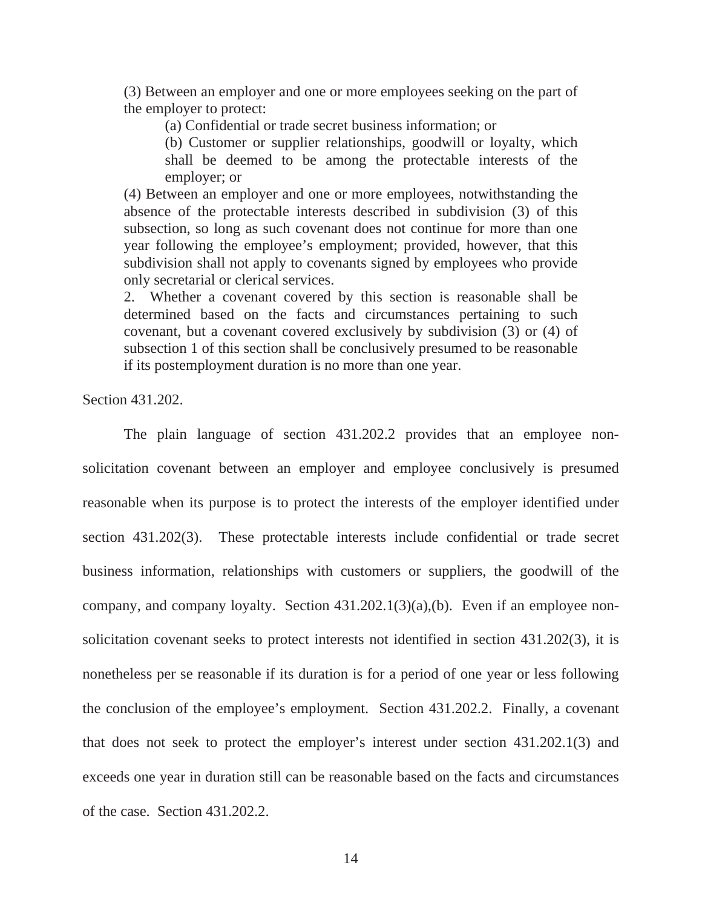> (3) Between an employer and one or more employees seeking on the part of the employer to protect:
>
> > (a) Confidential or trade secret business information; or
> >
> > (b) Customer or supplier relationships, goodwill or loyalty, which shall be deemed to be among the protectable interests of the employer; or
>
> (4) Between an employer and one or more employees, notwithstanding the absence of the protectable interests described in subdivision (3) of this subsection, so long as such covenant does not continue for more than one year following the employee's employment; provided, however, that this subdivision shall not apply to covenants signed by employees who provide only secretarial or clerical services.
>
> 2. Whether a covenant covered by this section is reasonable shall be determined based on the facts and circumstances pertaining to such covenant, but a covenant covered exclusively by subdivision (3) or (4) of subsection 1 of this section shall be conclusively presumed to be reasonable if its postemployment duration is no more than one year.

Section 431.202.

The plain language of section 431.202.2 provides that an employee non-solicitation covenant between an employer and employee conclusively is presumed reasonable when its purpose is to protect the interests of the employer identified under section 431.202(3). These protectable interests include confidential or trade secret business information, relationships with customers or suppliers, the goodwill of the company, and company loyalty. Section 431.202.1(3)(a),(b). Even if an employee non-solicitation covenant seeks to protect interests not identified in section 431.202(3), it is nonetheless per se reasonable if its duration is for a period of one year or less following the conclusion of the employee's employment. Section 431.202.2. Finally, a covenant that does not seek to protect the employer's interest under section 431.202.1(3) and exceeds one year in duration still can be reasonable based on the facts and circumstances of the case. Section 431.202.2.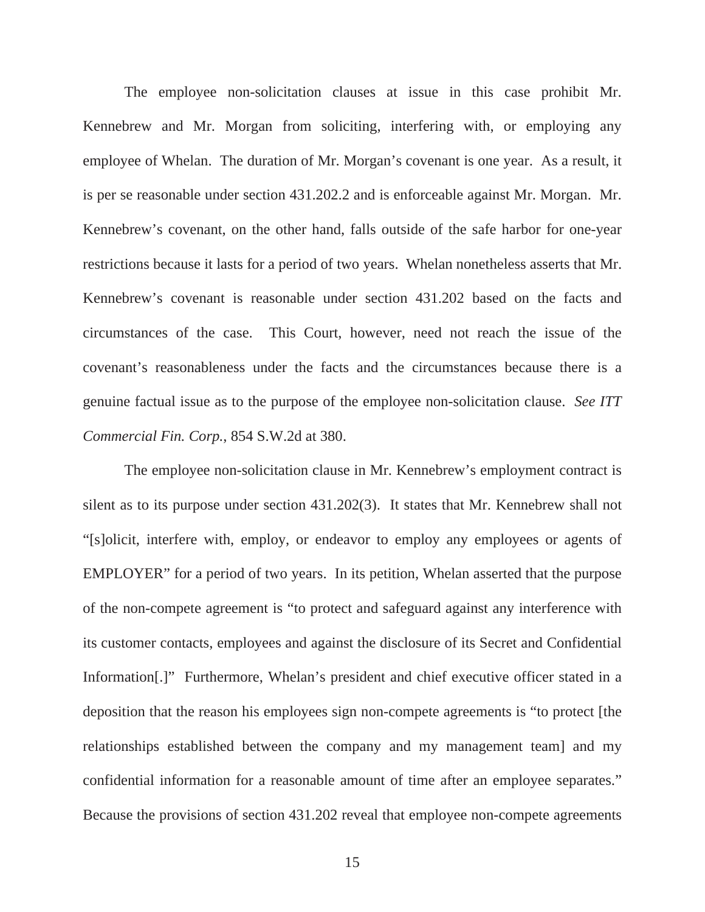The employee non-solicitation clauses at issue in this case prohibit Mr. Kennebrew and Mr. Morgan from soliciting, interfering with, or employing any employee of Whelan. The duration of Mr. Morgan's covenant is one year. As a result, it is per se reasonable under section 431.202.2 and is enforceable against Mr. Morgan. Mr. Kennebrew's covenant, on the other hand, falls outside of the safe harbor for one-year restrictions because it lasts for a period of two years. Whelan nonetheless asserts that Mr. Kennebrew's covenant is reasonable under section 431.202 based on the facts and circumstances of the case. This Court, however, need not reach the issue of the covenant's reasonableness under the facts and the circumstances because there is a genuine factual issue as to the purpose of the employee non-solicitation clause. *See ITT Commercial Fin. Corp.*, 854 S.W.2d at 380.

The employee non-solicitation clause in Mr. Kennebrew's employment contract is silent as to its purpose under section 431.202(3). It states that Mr. Kennebrew shall not "[s]olicit, interfere with, employ, or endeavor to employ any employees or agents of EMPLOYER" for a period of two years. In its petition, Whelan asserted that the purpose of the non-compete agreement is "to protect and safeguard against any interference with its customer contacts, employees and against the disclosure of its Secret and Confidential Information[.]" Furthermore, Whelan's president and chief executive officer stated in a deposition that the reason his employees sign non-compete agreements is "to protect [the relationships established between the company and my management team] and my confidential information for a reasonable amount of time after an employee separates." Because the provisions of section 431.202 reveal that employee non-compete agreements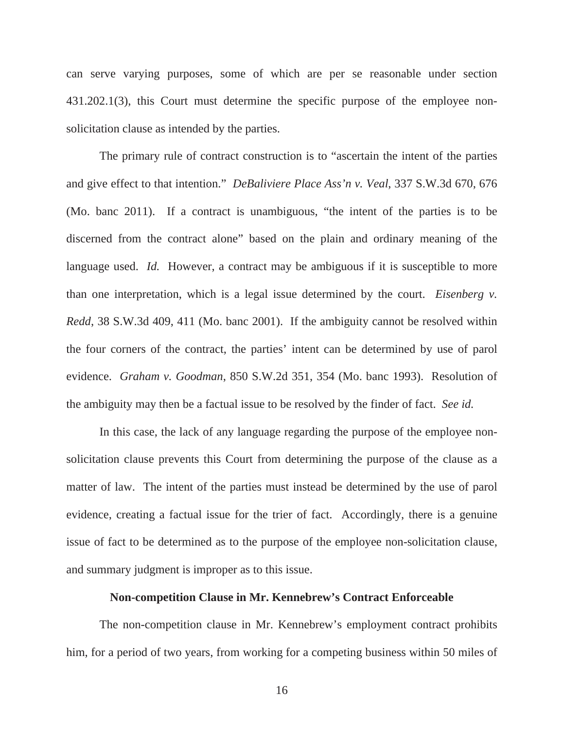can serve varying purposes, some of which are per se reasonable under section 431.202.1(3), this Court must determine the specific purpose of the employee non-solicitation clause as intended by the parties.

The primary rule of contract construction is to "ascertain the intent of the parties and give effect to that intention." *DeBaliviere Place Ass'n v. Veal*, 337 S.W.3d 670, 676 (Mo. banc 2011). If a contract is unambiguous, "the intent of the parties is to be discerned from the contract alone" based on the plain and ordinary meaning of the language used. *Id.* However, a contract may be ambiguous if it is susceptible to more than one interpretation, which is a legal issue determined by the court. *Eisenberg v. Redd*, 38 S.W.3d 409, 411 (Mo. banc 2001). If the ambiguity cannot be resolved within the four corners of the contract, the parties' intent can be determined by use of parol evidence. *Graham v. Goodman*, 850 S.W.2d 351, 354 (Mo. banc 1993). Resolution of the ambiguity may then be a factual issue to be resolved by the finder of fact. *See id.*

In this case, the lack of any language regarding the purpose of the employee non-solicitation clause prevents this Court from determining the purpose of the clause as a matter of law. The intent of the parties must instead be determined by the use of parol evidence, creating a factual issue for the trier of fact. Accordingly, there is a genuine issue of fact to be determined as to the purpose of the employee non-solicitation clause, and summary judgment is improper as to this issue.

**Non-competition Clause in Mr. Kennebrew's Contract Enforceable**

The non-competition clause in Mr. Kennebrew's employment contract prohibits him, for a period of two years, from working for a competing business within 50 miles of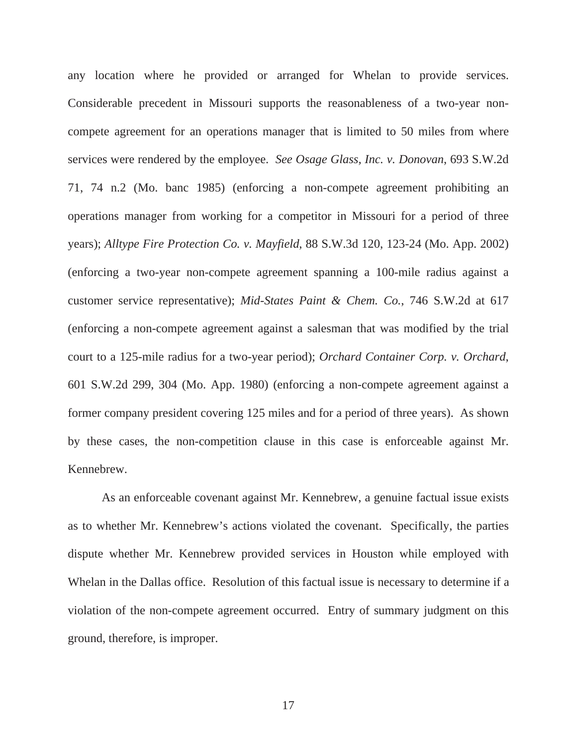any location where he provided or arranged for Whelan to provide services. Considerable precedent in Missouri supports the reasonableness of a two-year non-compete agreement for an operations manager that is limited to 50 miles from where services were rendered by the employee. *See Osage Glass, Inc. v. Donovan*, 693 S.W.2d 71, 74 n.2 (Mo. banc 1985) (enforcing a non-compete agreement prohibiting an operations manager from working for a competitor in Missouri for a period of three years); *Alltype Fire Protection Co. v. Mayfield*, 88 S.W.3d 120, 123-24 (Mo. App. 2002) (enforcing a two-year non-compete agreement spanning a 100-mile radius against a customer service representative); *Mid-States Paint & Chem. Co.*, 746 S.W.2d at 617 (enforcing a non-compete agreement against a salesman that was modified by the trial court to a 125-mile radius for a two-year period); *Orchard Container Corp. v. Orchard*, 601 S.W.2d 299, 304 (Mo. App. 1980) (enforcing a non-compete agreement against a former company president covering 125 miles and for a period of three years). As shown by these cases, the non-competition clause in this case is enforceable against Mr. Kennebrew.

As an enforceable covenant against Mr. Kennebrew, a genuine factual issue exists as to whether Mr. Kennebrew's actions violated the covenant. Specifically, the parties dispute whether Mr. Kennebrew provided services in Houston while employed with Whelan in the Dallas office. Resolution of this factual issue is necessary to determine if a violation of the non-compete agreement occurred. Entry of summary judgment on this ground, therefore, is improper.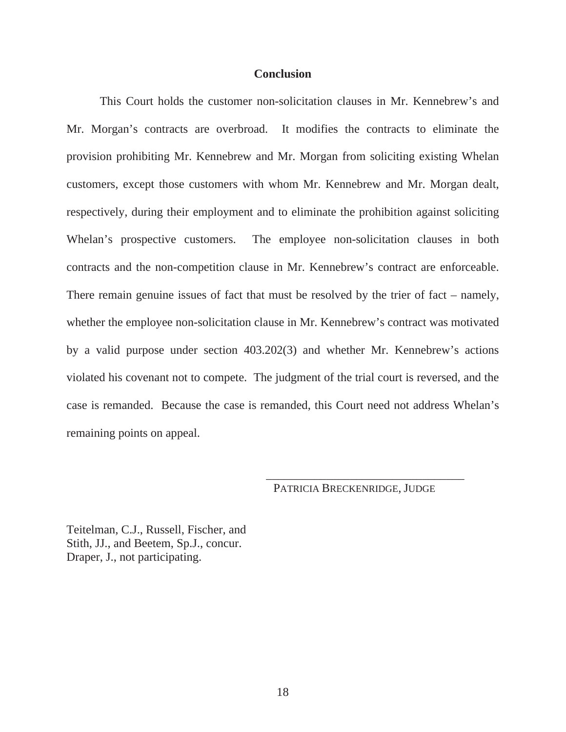## Conclusion

This Court holds the customer non-solicitation clauses in Mr. Kennebrew's and Mr. Morgan's contracts are overbroad. It modifies the contracts to eliminate the provision prohibiting Mr. Kennebrew and Mr. Morgan from soliciting existing Whelan customers, except those customers with whom Mr. Kennebrew and Mr. Morgan dealt, respectively, during their employment and to eliminate the prohibition against soliciting Whelan's prospective customers. The employee non-solicitation clauses in both contracts and the non-competition clause in Mr. Kennebrew's contract are enforceable. There remain genuine issues of fact that must be resolved by the trier of fact – namely, whether the employee non-solicitation clause in Mr. Kennebrew's contract was motivated by a valid purpose under section 403.202(3) and whether Mr. Kennebrew's actions violated his covenant not to compete. The judgment of the trial court is reversed, and the case is remanded. Because the case is remanded, this Court need not address Whelan's remaining points on appeal.

PATRICIA BRECKENRIDGE, JUDGE

Teitelman, C.J., Russell, Fischer, and Stith, JJ., and Beetem, Sp.J., concur. Draper, J., not participating.